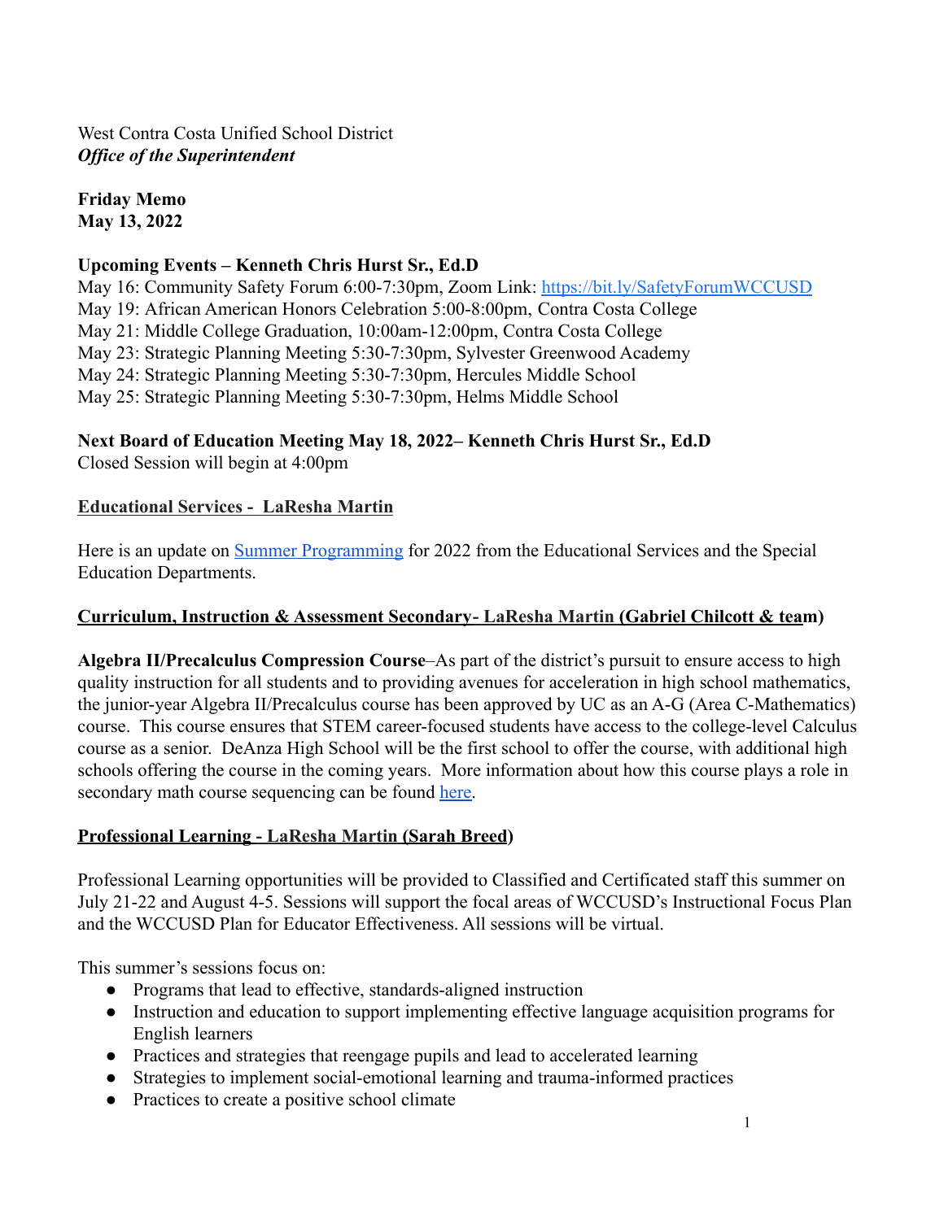West Contra Costa Unified School District
***Office of the Superintendent***

**Friday Memo**
**May 13, 2022**

**Upcoming Events – Kenneth Chris Hurst Sr., Ed.D**

May 16: Community Safety Forum 6:00-7:30pm, Zoom Link: [https://bit.ly/SafetyForumWCCUSD](https://bit.ly/SafetyForumWCCUSD)
May 19: African American Honors Celebration 5:00-8:00pm, Contra Costa College
May 21: Middle College Graduation, 10:00am-12:00pm, Contra Costa College
May 23: Strategic Planning Meeting 5:30-7:30pm, Sylvester Greenwood Academy
May 24: Strategic Planning Meeting 5:30-7:30pm, Hercules Middle School
May 25: Strategic Planning Meeting 5:30-7:30pm, Helms Middle School

**Next Board of Education Meeting May 18, 2022– Kenneth Chris Hurst Sr., Ed.D**

Closed Session will begin at 4:00pm

## Educational Services - LaResha Martin

Here is an update on Summer Programming for 2022 from the Educational Services and the Special Education Departments.

## Curriculum, Instruction & Assessment Secondary- LaResha Martin (Gabriel Chilcott & team)

**Algebra II/Precalculus Compression Course**–As part of the district's pursuit to ensure access to high quality instruction for all students and to providing avenues for acceleration in high school mathematics, the junior-year Algebra II/Precalculus course has been approved by UC as an A-G (Area C-Mathematics) course. This course ensures that STEM career-focused students have access to the college-level Calculus course as a senior. DeAnza High School will be the first school to offer the course, with additional high schools offering the course in the coming years. More information about how this course plays a role in secondary math course sequencing can be found here.

## Professional Learning - LaResha Martin (Sarah Breed)

Professional Learning opportunities will be provided to Classified and Certificated staff this summer on July 21-22 and August 4-5. Sessions will support the focal areas of WCCUSD's Instructional Focus Plan and the WCCUSD Plan for Educator Effectiveness. All sessions will be virtual.

This summer's sessions focus on:

- Programs that lead to effective, standards-aligned instruction
- Instruction and education to support implementing effective language acquisition programs for English learners
- Practices and strategies that reengage pupils and lead to accelerated learning
- Strategies to implement social-emotional learning and trauma-informed practices
- Practices to create a positive school climate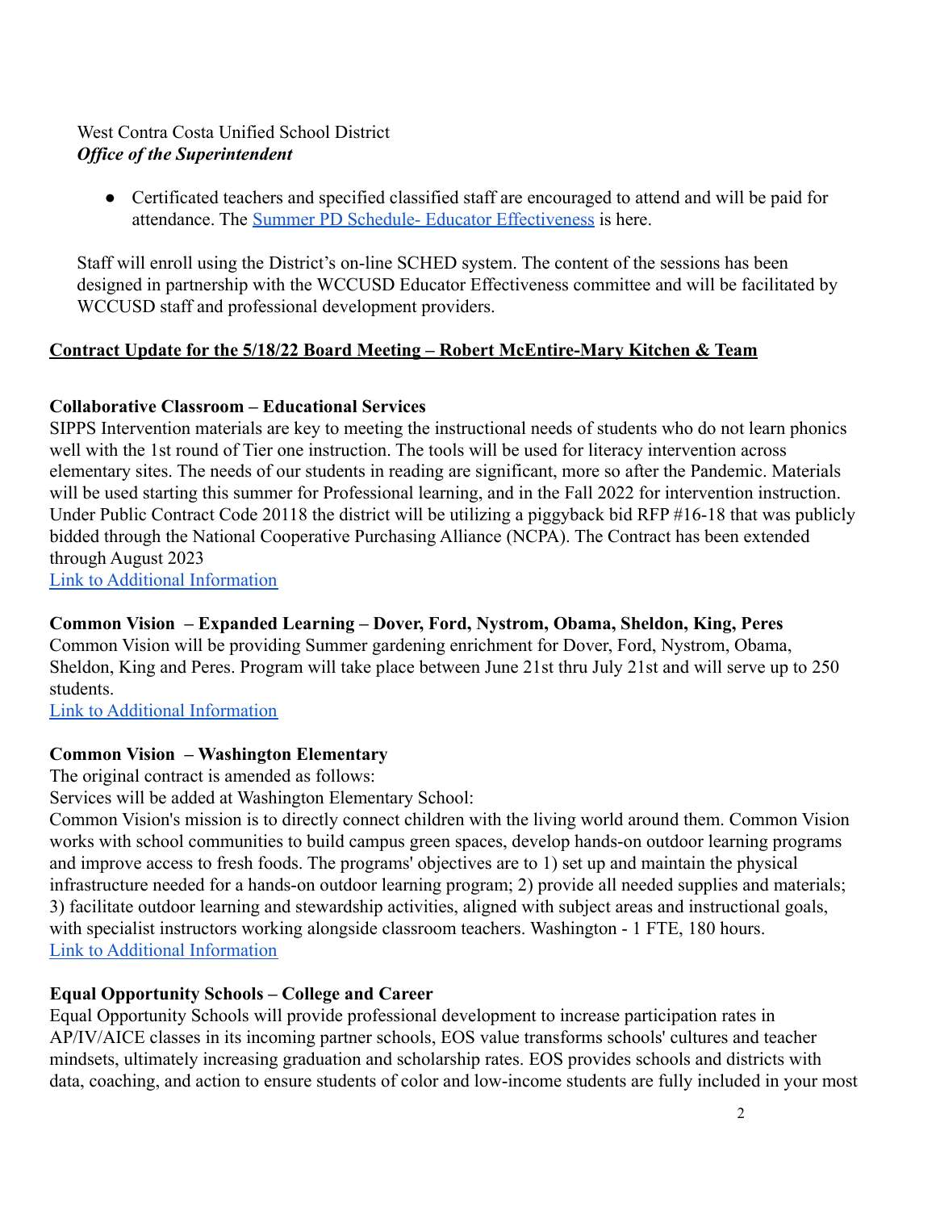West Contra Costa Unified School District
***Office of the Superintendent***

- Certificated teachers and specified classified staff are encouraged to attend and will be paid for attendance. The [Summer PD Schedule- Educator Effectiveness]() is here.

Staff will enroll using the District's on-line SCHED system. The content of the sessions has been designed in partnership with the WCCUSD Educator Effectiveness committee and will be facilitated by WCCUSD staff and professional development providers.

**Contract Update for the 5/18/22 Board Meeting – Robert McEntire-Mary Kitchen & Team**

**Collaborative Classroom – Educational Services**
SIPPS Intervention materials are key to meeting the instructional needs of students who do not learn phonics well with the 1st round of Tier one instruction. The tools will be used for literacy intervention across elementary sites. The needs of our students in reading are significant, more so after the Pandemic. Materials will be used starting this summer for Professional learning, and in the Fall 2022 for intervention instruction. Under Public Contract Code 20118 the district will be utilizing a piggyback bid RFP #16-18 that was publicly bidded through the National Cooperative Purchasing Alliance (NCPA). The Contract has been extended through August 2023
[Link to Additional Information]()

**Common Vision – Expanded Learning – Dover, Ford, Nystrom, Obama, Sheldon, King, Peres**
Common Vision will be providing Summer gardening enrichment for Dover, Ford, Nystrom, Obama, Sheldon, King and Peres. Program will take place between June 21st thru July 21st and will serve up to 250 students.
[Link to Additional Information]()

**Common Vision – Washington Elementary**
The original contract is amended as follows:
Services will be added at Washington Elementary School:
Common Vision's mission is to directly connect children with the living world around them. Common Vision works with school communities to build campus green spaces, develop hands-on outdoor learning programs and improve access to fresh foods. The programs' objectives are to 1) set up and maintain the physical infrastructure needed for a hands-on outdoor learning program; 2) provide all needed supplies and materials; 3) facilitate outdoor learning and stewardship activities, aligned with subject areas and instructional goals, with specialist instructors working alongside classroom teachers. Washington - 1 FTE, 180 hours.
[Link to Additional Information]()

**Equal Opportunity Schools – College and Career**
Equal Opportunity Schools will provide professional development to increase participation rates in AP/IV/AICE classes in its incoming partner schools, EOS value transforms schools' cultures and teacher mindsets, ultimately increasing graduation and scholarship rates. EOS provides schools and districts with data, coaching, and action to ensure students of color and low-income students are fully included in your most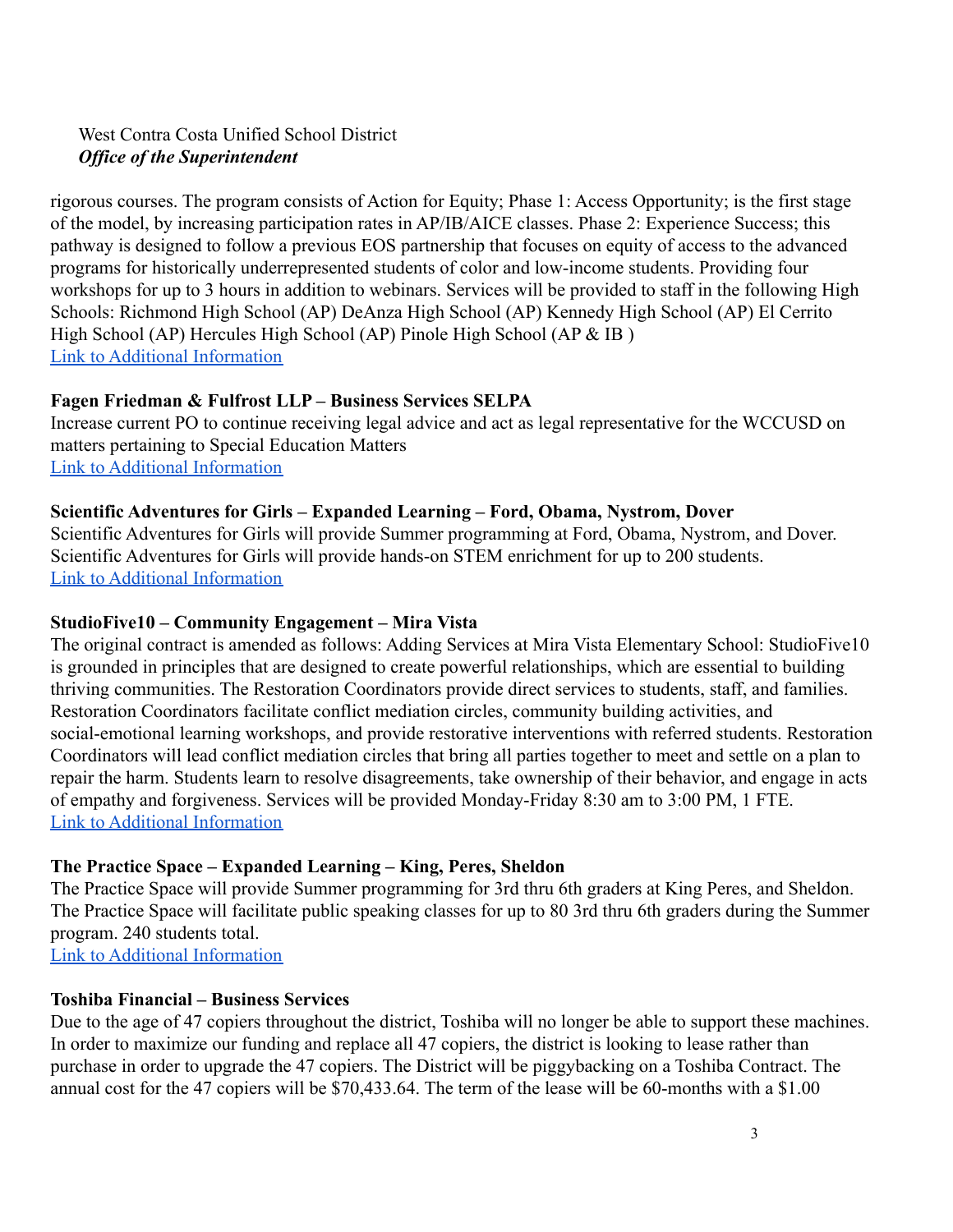rigorous courses. The program consists of Action for Equity; Phase 1: Access Opportunity; is the first stage of the model, by increasing participation rates in AP/IB/AICE classes. Phase 2: Experience Success; this pathway is designed to follow a previous EOS partnership that focuses on equity of access to the advanced programs for historically underrepresented students of color and low-income students. Providing four workshops for up to 3 hours in addition to webinars. Services will be provided to staff in the following High Schools: Richmond High School (AP) DeAnza High School (AP) Kennedy High School (AP) El Cerrito High School (AP) Hercules High School (AP) Pinole High School (AP & IB )
Link to Additional Information

**Fagen Friedman & Fulfrost LLP – Business Services SELPA**
Increase current PO to continue receiving legal advice and act as legal representative for the WCCUSD on matters pertaining to Special Education Matters
Link to Additional Information

**Scientific Adventures for Girls – Expanded Learning – Ford, Obama, Nystrom, Dover**
Scientific Adventures for Girls will provide Summer programming at Ford, Obama, Nystrom, and Dover. Scientific Adventures for Girls will provide hands-on STEM enrichment for up to 200 students.
Link to Additional Information

**StudioFive10 – Community Engagement – Mira Vista**
The original contract is amended as follows: Adding Services at Mira Vista Elementary School: StudioFive10 is grounded in principles that are designed to create powerful relationships, which are essential to building thriving communities. The Restoration Coordinators provide direct services to students, staff, and families. Restoration Coordinators facilitate conflict mediation circles, community building activities, and social-emotional learning workshops, and provide restorative interventions with referred students. Restoration Coordinators will lead conflict mediation circles that bring all parties together to meet and settle on a plan to repair the harm. Students learn to resolve disagreements, take ownership of their behavior, and engage in acts of empathy and forgiveness. Services will be provided Monday-Friday 8:30 am to 3:00 PM, 1 FTE.
Link to Additional Information

**The Practice Space – Expanded Learning – King, Peres, Sheldon**
The Practice Space will provide Summer programming for 3rd thru 6th graders at King Peres, and Sheldon. The Practice Space will facilitate public speaking classes for up to 80 3rd thru 6th graders during the Summer program. 240 students total.
Link to Additional Information

**Toshiba Financial – Business Services**
Due to the age of 47 copiers throughout the district, Toshiba will no longer be able to support these machines. In order to maximize our funding and replace all 47 copiers, the district is looking to lease rather than purchase in order to upgrade the 47 copiers. The District will be piggybacking on a Toshiba Contract. The annual cost for the 47 copiers will be $70,433.64. The term of the lease will be 60-months with a $1.00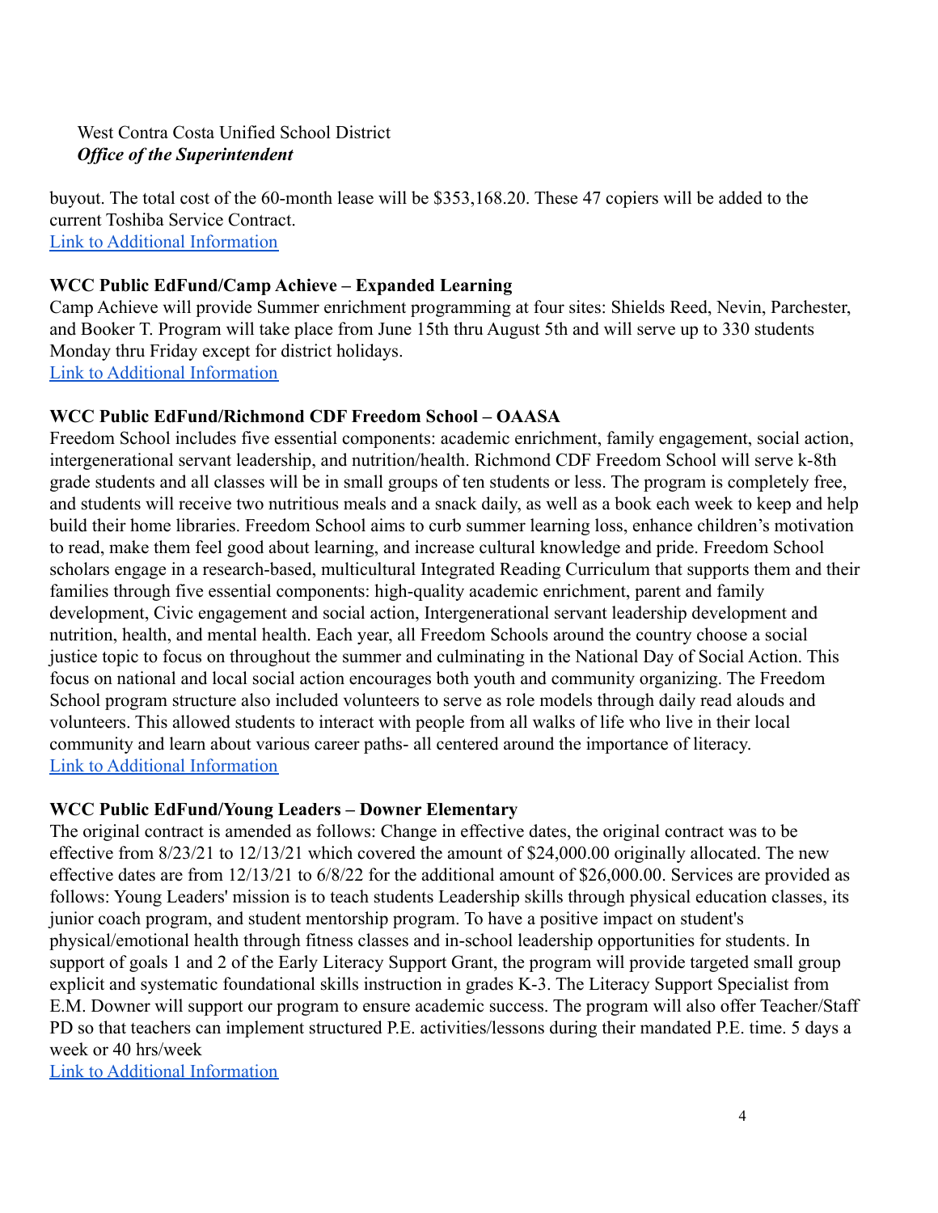buyout. The total cost of the 60-month lease will be $353,168.20. These 47 copiers will be added to the current Toshiba Service Contract.
[Link to Additional Information]

**WCC Public EdFund/Camp Achieve – Expanded Learning**
Camp Achieve will provide Summer enrichment programming at four sites: Shields Reed, Nevin, Parchester, and Booker T. Program will take place from June 15th thru August 5th and will serve up to 330 students Monday thru Friday except for district holidays.
[Link to Additional Information]

**WCC Public EdFund/Richmond CDF Freedom School – OAASA**
Freedom School includes five essential components: academic enrichment, family engagement, social action, intergenerational servant leadership, and nutrition/health. Richmond CDF Freedom School will serve k-8th grade students and all classes will be in small groups of ten students or less. The program is completely free, and students will receive two nutritious meals and a snack daily, as well as a book each week to keep and help build their home libraries. Freedom School aims to curb summer learning loss, enhance children's motivation to read, make them feel good about learning, and increase cultural knowledge and pride. Freedom School scholars engage in a research-based, multicultural Integrated Reading Curriculum that supports them and their families through five essential components: high-quality academic enrichment, parent and family development, Civic engagement and social action, Intergenerational servant leadership development and nutrition, health, and mental health. Each year, all Freedom Schools around the country choose a social justice topic to focus on throughout the summer and culminating in the National Day of Social Action. This focus on national and local social action encourages both youth and community organizing. The Freedom School program structure also included volunteers to serve as role models through daily read alouds and volunteers. This allowed students to interact with people from all walks of life who live in their local community and learn about various career paths- all centered around the importance of literacy.
[Link to Additional Information]

**WCC Public EdFund/Young Leaders – Downer Elementary**
The original contract is amended as follows: Change in effective dates, the original contract was to be effective from 8/23/21 to 12/13/21 which covered the amount of $24,000.00 originally allocated. The new effective dates are from 12/13/21 to 6/8/22 for the additional amount of $26,000.00. Services are provided as follows: Young Leaders' mission is to teach students Leadership skills through physical education classes, its junior coach program, and student mentorship program. To have a positive impact on student's physical/emotional health through fitness classes and in-school leadership opportunities for students. In support of goals 1 and 2 of the Early Literacy Support Grant, the program will provide targeted small group explicit and systematic foundational skills instruction in grades K-3. The Literacy Support Specialist from E.M. Downer will support our program to ensure academic success. The program will also offer Teacher/Staff PD so that teachers can implement structured P.E. activities/lessons during their mandated P.E. time. 5 days a week or 40 hrs/week
[Link to Additional Information]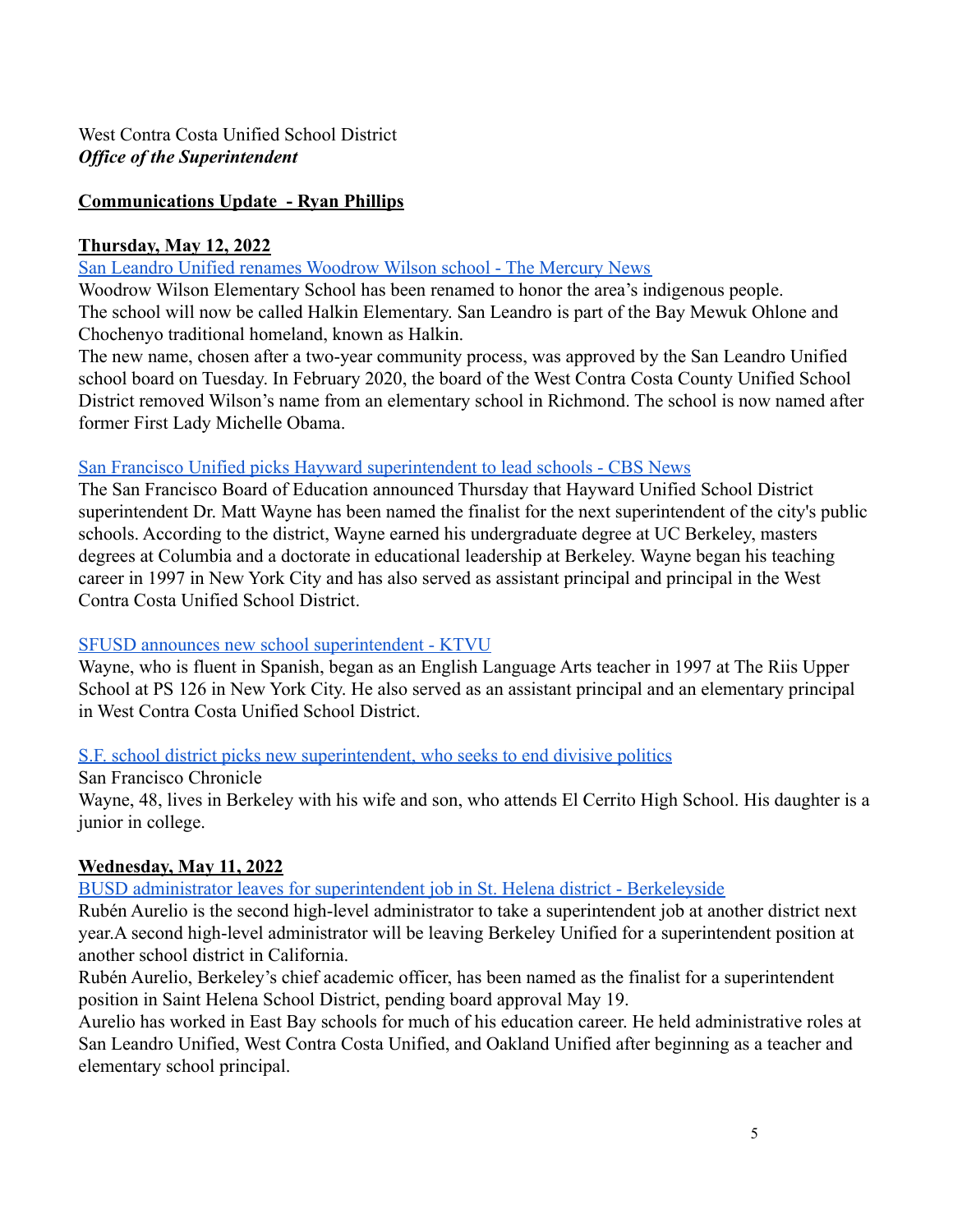West Contra Costa Unified School District
***Office of the Superintendent***

**Communications Update - Ryan Phillips**

**Thursday, May 12, 2022**

San Leandro Unified renames Woodrow Wilson school - The Mercury News

Woodrow Wilson Elementary School has been renamed to honor the area's indigenous people. The school will now be called Halkin Elementary. San Leandro is part of the Bay Mewuk Ohlone and Chochenyo traditional homeland, known as Halkin.
The new name, chosen after a two-year community process, was approved by the San Leandro Unified school board on Tuesday. In February 2020, the board of the West Contra Costa County Unified School District removed Wilson's name from an elementary school in Richmond. The school is now named after former First Lady Michelle Obama.

San Francisco Unified picks Hayward superintendent to lead schools - CBS News

The San Francisco Board of Education announced Thursday that Hayward Unified School District superintendent Dr. Matt Wayne has been named the finalist for the next superintendent of the city's public schools. According to the district, Wayne earned his undergraduate degree at UC Berkeley, masters degrees at Columbia and a doctorate in educational leadership at Berkeley. Wayne began his teaching career in 1997 in New York City and has also served as assistant principal and principal in the West Contra Costa Unified School District.

SFUSD announces new school superintendent - KTVU

Wayne, who is fluent in Spanish, began as an English Language Arts teacher in 1997 at The Riis Upper School at PS 126 in New York City. He also served as an assistant principal and an elementary principal in West Contra Costa Unified School District.

S.F. school district picks new superintendent, who seeks to end divisive politics

San Francisco Chronicle
Wayne, 48, lives in Berkeley with his wife and son, who attends El Cerrito High School. His daughter is a junior in college.

**Wednesday, May 11, 2022**

BUSD administrator leaves for superintendent job in St. Helena district - Berkeleyside

Rubén Aurelio is the second high-level administrator to take a superintendent job at another district next year.A second high-level administrator will be leaving Berkeley Unified for a superintendent position at another school district in California.
Rubén Aurelio, Berkeley's chief academic officer, has been named as the finalist for a superintendent position in Saint Helena School District, pending board approval May 19.
Aurelio has worked in East Bay schools for much of his education career. He held administrative roles at San Leandro Unified, West Contra Costa Unified, and Oakland Unified after beginning as a teacher and elementary school principal.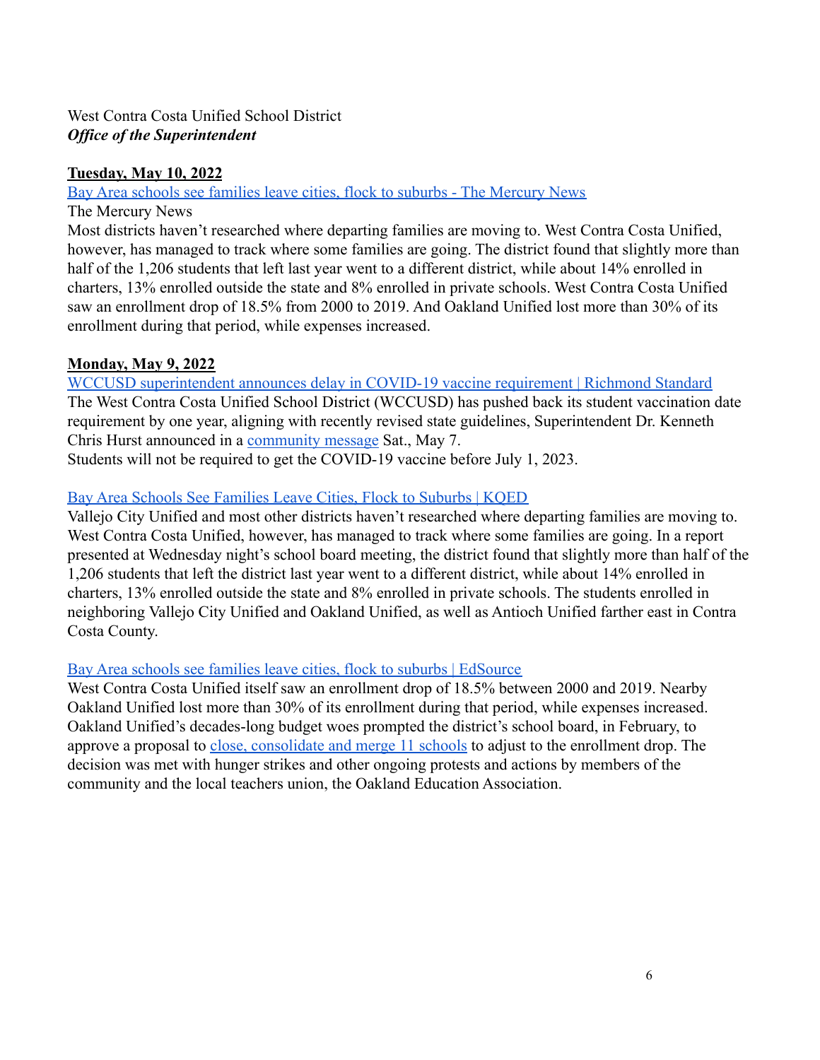West Contra Costa Unified School District
***Office of the Superintendent***

**Tuesday, May 10, 2022**

Bay Area schools see families leave cities, flock to suburbs - The Mercury News

The Mercury News

Most districts haven't researched where departing families are moving to. West Contra Costa Unified, however, has managed to track where some families are going. The district found that slightly more than half of the 1,206 students that left last year went to a different district, while about 14% enrolled in charters, 13% enrolled outside the state and 8% enrolled in private schools. West Contra Costa Unified saw an enrollment drop of 18.5% from 2000 to 2019. And Oakland Unified lost more than 30% of its enrollment during that period, while expenses increased.

**Monday, May 9, 2022**

WCCUSD superintendent announces delay in COVID-19 vaccine requirement | Richmond Standard

The West Contra Costa Unified School District (WCCUSD) has pushed back its student vaccination date requirement by one year, aligning with recently revised state guidelines, Superintendent Dr. Kenneth Chris Hurst announced in a community message Sat., May 7.

Students will not be required to get the COVID-19 vaccine before July 1, 2023.

Bay Area Schools See Families Leave Cities, Flock to Suburbs | KQED

Vallejo City Unified and most other districts haven't researched where departing families are moving to. West Contra Costa Unified, however, has managed to track where some families are going. In a report presented at Wednesday night's school board meeting, the district found that slightly more than half of the 1,206 students that left the district last year went to a different district, while about 14% enrolled in charters, 13% enrolled outside the state and 8% enrolled in private schools. The students enrolled in neighboring Vallejo City Unified and Oakland Unified, as well as Antioch Unified farther east in Contra Costa County.

Bay Area schools see families leave cities, flock to suburbs | EdSource

West Contra Costa Unified itself saw an enrollment drop of 18.5% between 2000 and 2019. Nearby Oakland Unified lost more than 30% of its enrollment during that period, while expenses increased. Oakland Unified's decades-long budget woes prompted the district's school board, in February, to approve a proposal to close, consolidate and merge 11 schools to adjust to the enrollment drop. The decision was met with hunger strikes and other ongoing protests and actions by members of the community and the local teachers union, the Oakland Education Association.